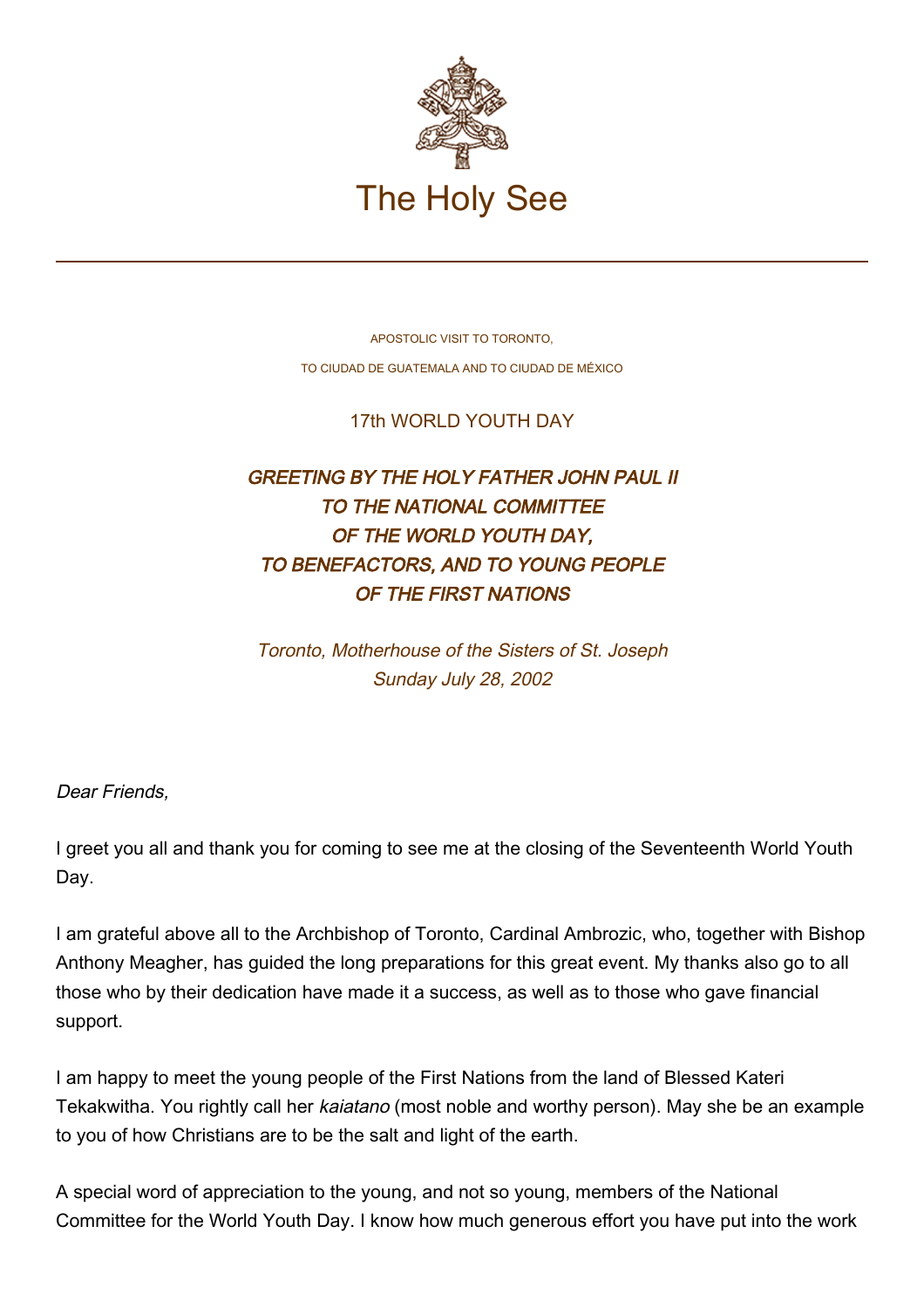# The Holy See

APOSTOLIC VISIT TO TORONTO,

TO CIUDAD DE GUATEMALA AND TO CIUDAD DE MÉXICO

## 17th WORLD YOUTH DAY

## *GREETING BY THE HOLY FATHER JOHN PAUL II TO THE NATIONAL COMMITTEE OF THE WORLD YOUTH DAY, TO BENEFACTORS, AND TO YOUNG PEOPLE OF THE FIRST NATIONS*

*Toronto, Motherhouse of the Sisters of St. Joseph*
*Sunday July 28, 2002*

*Dear Friends,*

I greet you all and thank you for coming to see me at the closing of the Seventeenth World Youth Day.

I am grateful above all to the Archbishop of Toronto, Cardinal Ambrozic, who, together with Bishop Anthony Meagher, has guided the long preparations for this great event. My thanks also go to all those who by their dedication have made it a success, as well as to those who gave financial support.

I am happy to meet the young people of the First Nations from the land of Blessed Kateri Tekakwitha. You rightly call her *kaiatano* (most noble and worthy person). May she be an example to you of how Christians are to be the salt and light of the earth.

A special word of appreciation to the young, and not so young, members of the National Committee for the World Youth Day. I know how much generous effort you have put into the work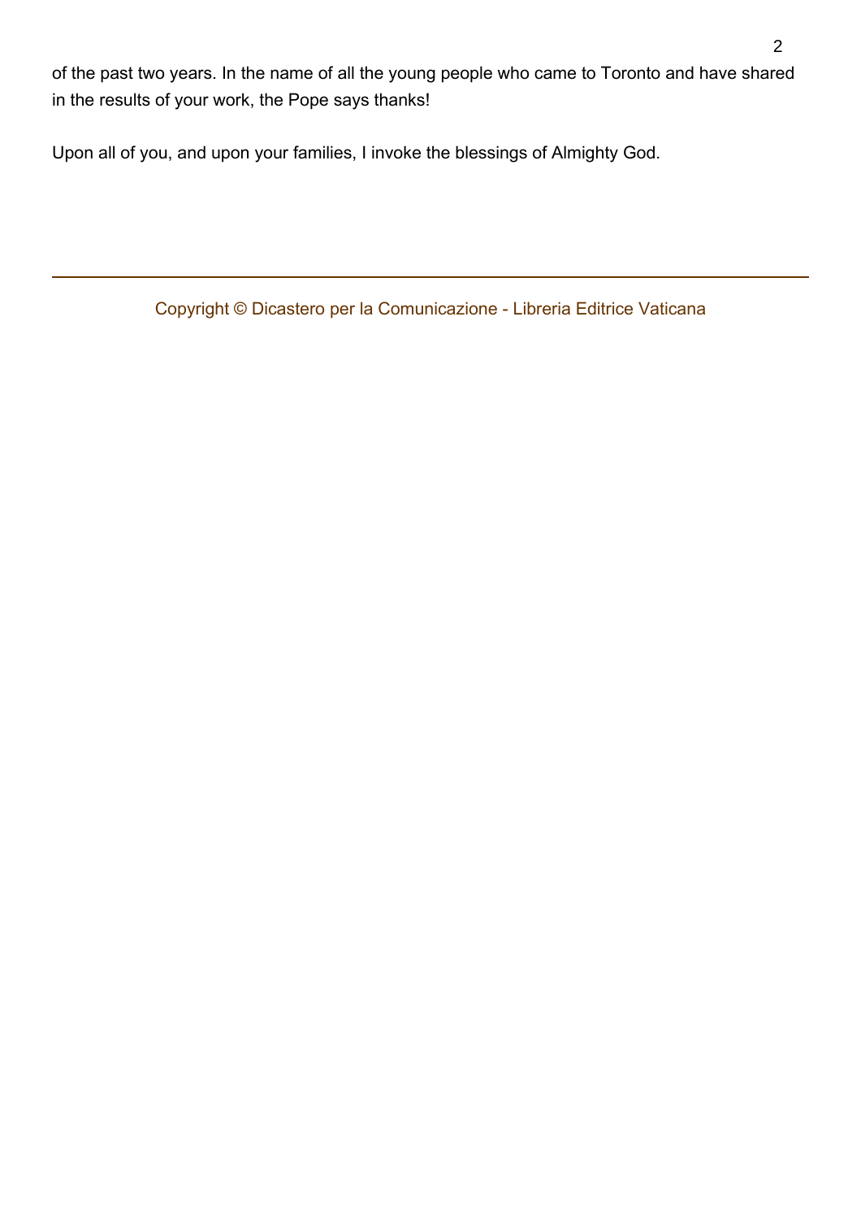of the past two years. In the name of all the young people who came to Toronto and have shared in the results of your work, the Pope says thanks!

Upon all of you, and upon your families, I invoke the blessings of Almighty God.

---

Copyright © Dicastero per la Comunicazione - Libreria Editrice Vaticana